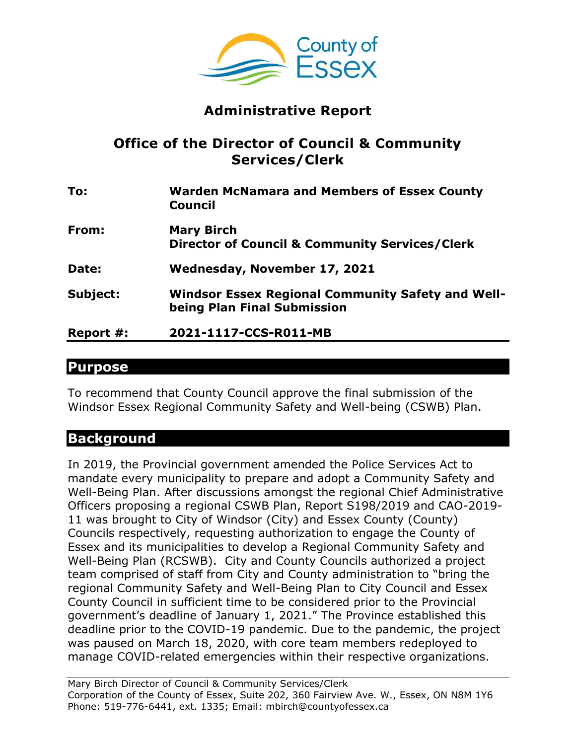County of Essex

# Administrative Report

## Office of the Director of Council & Community Services/Clerk

| | |
|---|---|
| **To:** | **Warden McNamara and Members of Essex County Council** |
| **From:** | **Mary Birch**<br>**Director of Council & Community Services/Clerk** |
| **Date:** | **Wednesday, November 17, 2021** |
| **Subject:** | **Windsor Essex Regional Community Safety and Well-being Plan Final Submission** |
| **Report #:** | **2021-1117-CCS-R011-MB** |

## Purpose

To recommend that County Council approve the final submission of the Windsor Essex Regional Community Safety and Well-being (CSWB) Plan.

## Background

In 2019, the Provincial government amended the Police Services Act to mandate every municipality to prepare and adopt a Community Safety and Well-Being Plan. After discussions amongst the regional Chief Administrative Officers proposing a regional CSWB Plan, Report S198/2019 and CAO-2019-11 was brought to City of Windsor (City) and Essex County (County) Councils respectively, requesting authorization to engage the County of Essex and its municipalities to develop a Regional Community Safety and Well-Being Plan (RCSWB). City and County Councils authorized a project team comprised of staff from City and County administration to "bring the regional Community Safety and Well-Being Plan to City Council and Essex County Council in sufficient time to be considered prior to the Provincial government's deadline of January 1, 2021." The Province established this deadline prior to the COVID-19 pandemic. Due to the pandemic, the project was paused on March 18, 2020, with core team members redeployed to manage COVID-related emergencies within their respective organizations.

Mary Birch Director of Council & Community Services/Clerk
Corporation of the County of Essex, Suite 202, 360 Fairview Ave. W., Essex, ON N8M 1Y6
Phone: 519-776-6441, ext. 1335; Email: mbirch@countyofessex.ca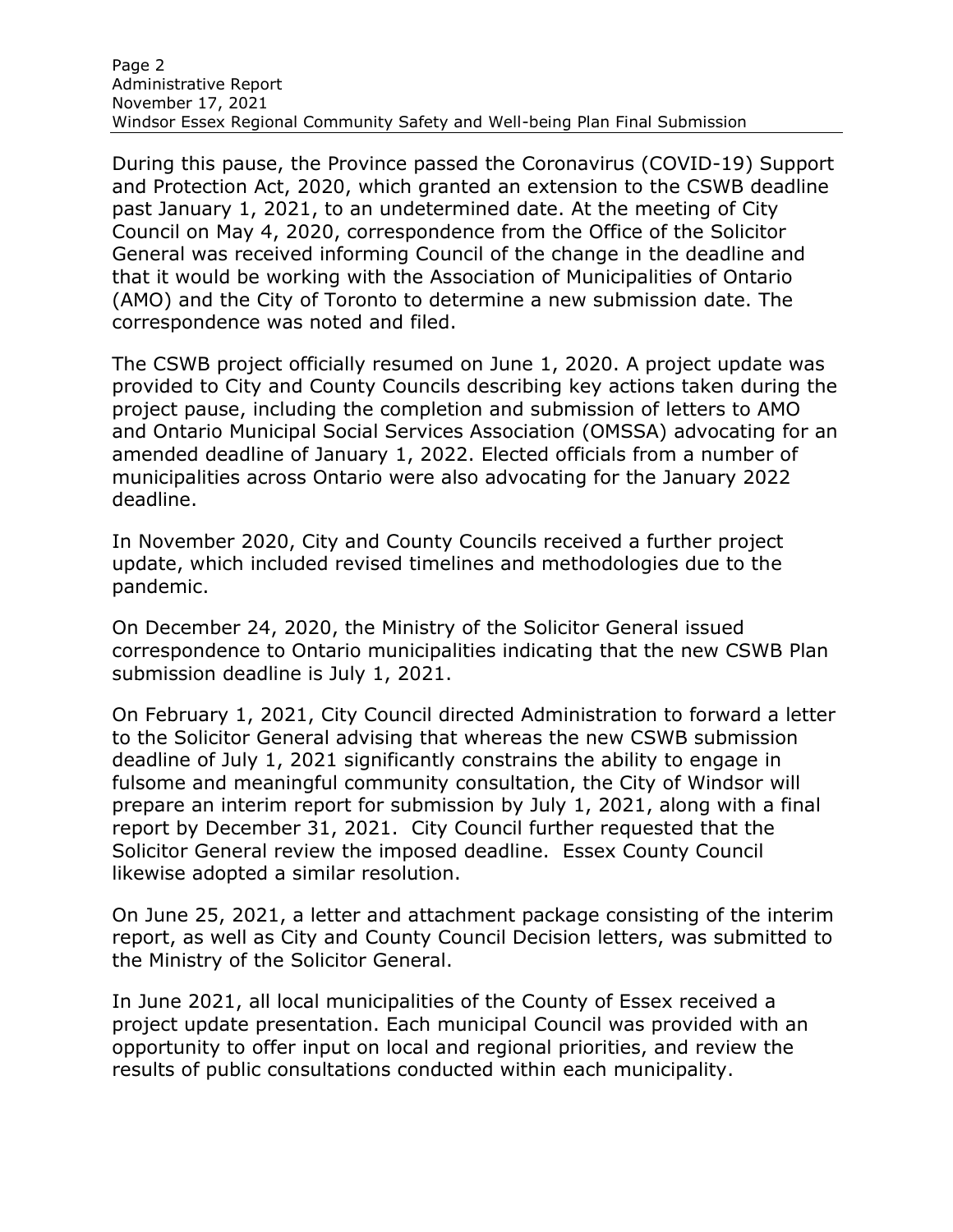During this pause, the Province passed the Coronavirus (COVID-19) Support and Protection Act, 2020, which granted an extension to the CSWB deadline past January 1, 2021, to an undetermined date. At the meeting of City Council on May 4, 2020, correspondence from the Office of the Solicitor General was received informing Council of the change in the deadline and that it would be working with the Association of Municipalities of Ontario (AMO) and the City of Toronto to determine a new submission date. The correspondence was noted and filed.

The CSWB project officially resumed on June 1, 2020. A project update was provided to City and County Councils describing key actions taken during the project pause, including the completion and submission of letters to AMO and Ontario Municipal Social Services Association (OMSSA) advocating for an amended deadline of January 1, 2022. Elected officials from a number of municipalities across Ontario were also advocating for the January 2022 deadline.

In November 2020, City and County Councils received a further project update, which included revised timelines and methodologies due to the pandemic.

On December 24, 2020, the Ministry of the Solicitor General issued correspondence to Ontario municipalities indicating that the new CSWB Plan submission deadline is July 1, 2021.

On February 1, 2021, City Council directed Administration to forward a letter to the Solicitor General advising that whereas the new CSWB submission deadline of July 1, 2021 significantly constrains the ability to engage in fulsome and meaningful community consultation, the City of Windsor will prepare an interim report for submission by July 1, 2021, along with a final report by December 31, 2021. City Council further requested that the Solicitor General review the imposed deadline. Essex County Council likewise adopted a similar resolution.

On June 25, 2021, a letter and attachment package consisting of the interim report, as well as City and County Council Decision letters, was submitted to the Ministry of the Solicitor General.

In June 2021, all local municipalities of the County of Essex received a project update presentation. Each municipal Council was provided with an opportunity to offer input on local and regional priorities, and review the results of public consultations conducted within each municipality.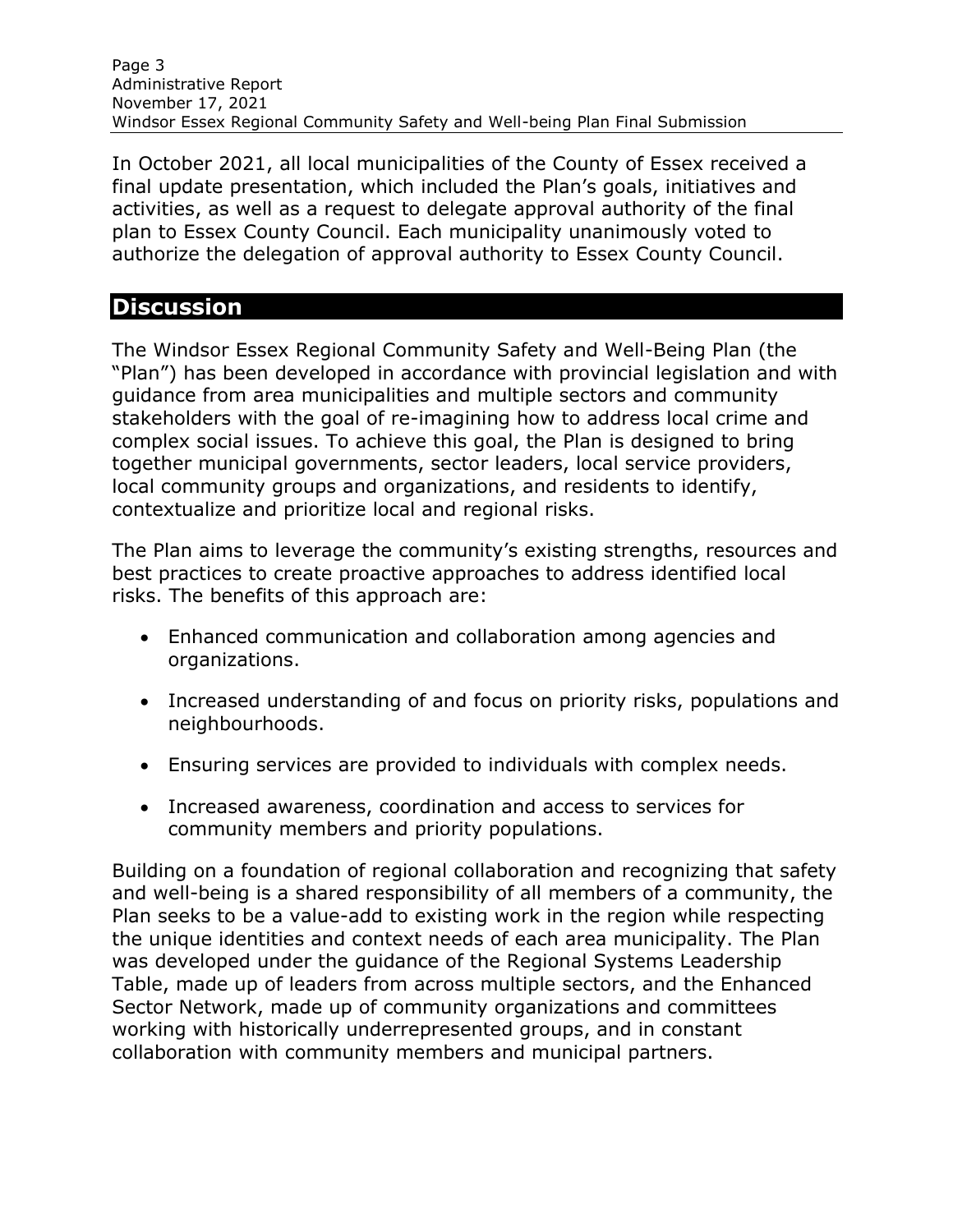In October 2021, all local municipalities of the County of Essex received a final update presentation, which included the Plan's goals, initiatives and activities, as well as a request to delegate approval authority of the final plan to Essex County Council. Each municipality unanimously voted to authorize the delegation of approval authority to Essex County Council.

## Discussion

The Windsor Essex Regional Community Safety and Well-Being Plan (the "Plan") has been developed in accordance with provincial legislation and with guidance from area municipalities and multiple sectors and community stakeholders with the goal of re-imagining how to address local crime and complex social issues. To achieve this goal, the Plan is designed to bring together municipal governments, sector leaders, local service providers, local community groups and organizations, and residents to identify, contextualize and prioritize local and regional risks.

The Plan aims to leverage the community's existing strengths, resources and best practices to create proactive approaches to address identified local risks. The benefits of this approach are:

- Enhanced communication and collaboration among agencies and organizations.
- Increased understanding of and focus on priority risks, populations and neighbourhoods.
- Ensuring services are provided to individuals with complex needs.
- Increased awareness, coordination and access to services for community members and priority populations.

Building on a foundation of regional collaboration and recognizing that safety and well-being is a shared responsibility of all members of a community, the Plan seeks to be a value-add to existing work in the region while respecting the unique identities and context needs of each area municipality. The Plan was developed under the guidance of the Regional Systems Leadership Table, made up of leaders from across multiple sectors, and the Enhanced Sector Network, made up of community organizations and committees working with historically underrepresented groups, and in constant collaboration with community members and municipal partners.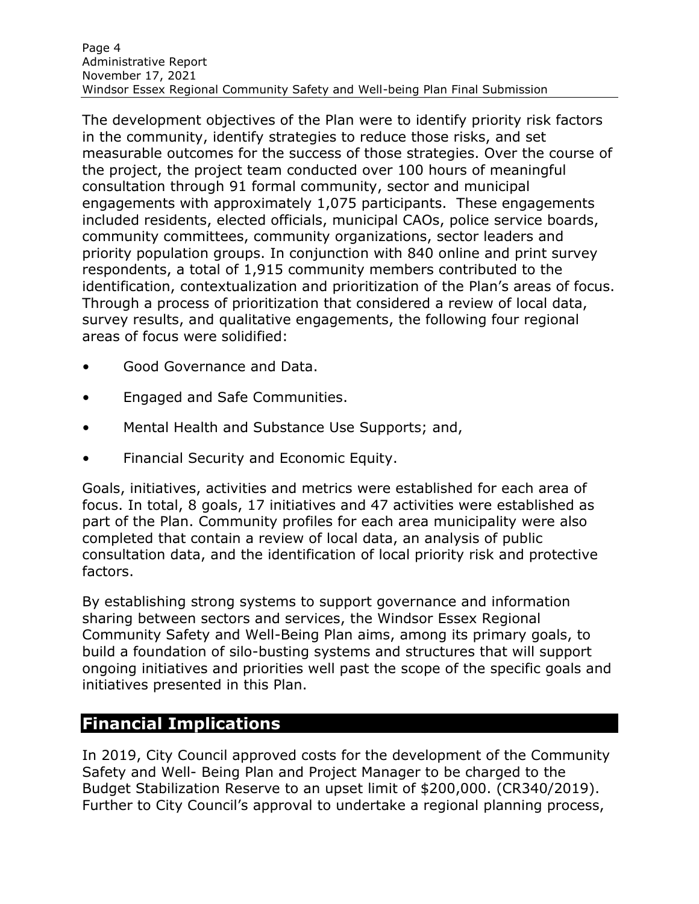The development objectives of the Plan were to identify priority risk factors in the community, identify strategies to reduce those risks, and set measurable outcomes for the success of those strategies. Over the course of the project, the project team conducted over 100 hours of meaningful consultation through 91 formal community, sector and municipal engagements with approximately 1,075 participants. These engagements included residents, elected officials, municipal CAOs, police service boards, community committees, community organizations, sector leaders and priority population groups. In conjunction with 840 online and print survey respondents, a total of 1,915 community members contributed to the identification, contextualization and prioritization of the Plan's areas of focus. Through a process of prioritization that considered a review of local data, survey results, and qualitative engagements, the following four regional areas of focus were solidified:

- Good Governance and Data.
- Engaged and Safe Communities.
- Mental Health and Substance Use Supports; and,
- Financial Security and Economic Equity.

Goals, initiatives, activities and metrics were established for each area of focus. In total, 8 goals, 17 initiatives and 47 activities were established as part of the Plan. Community profiles for each area municipality were also completed that contain a review of local data, an analysis of public consultation data, and the identification of local priority risk and protective factors.

By establishing strong systems to support governance and information sharing between sectors and services, the Windsor Essex Regional Community Safety and Well-Being Plan aims, among its primary goals, to build a foundation of silo-busting systems and structures that will support ongoing initiatives and priorities well past the scope of the specific goals and initiatives presented in this Plan.

## Financial Implications

In 2019, City Council approved costs for the development of the Community Safety and Well- Being Plan and Project Manager to be charged to the Budget Stabilization Reserve to an upset limit of $200,000. (CR340/2019). Further to City Council's approval to undertake a regional planning process,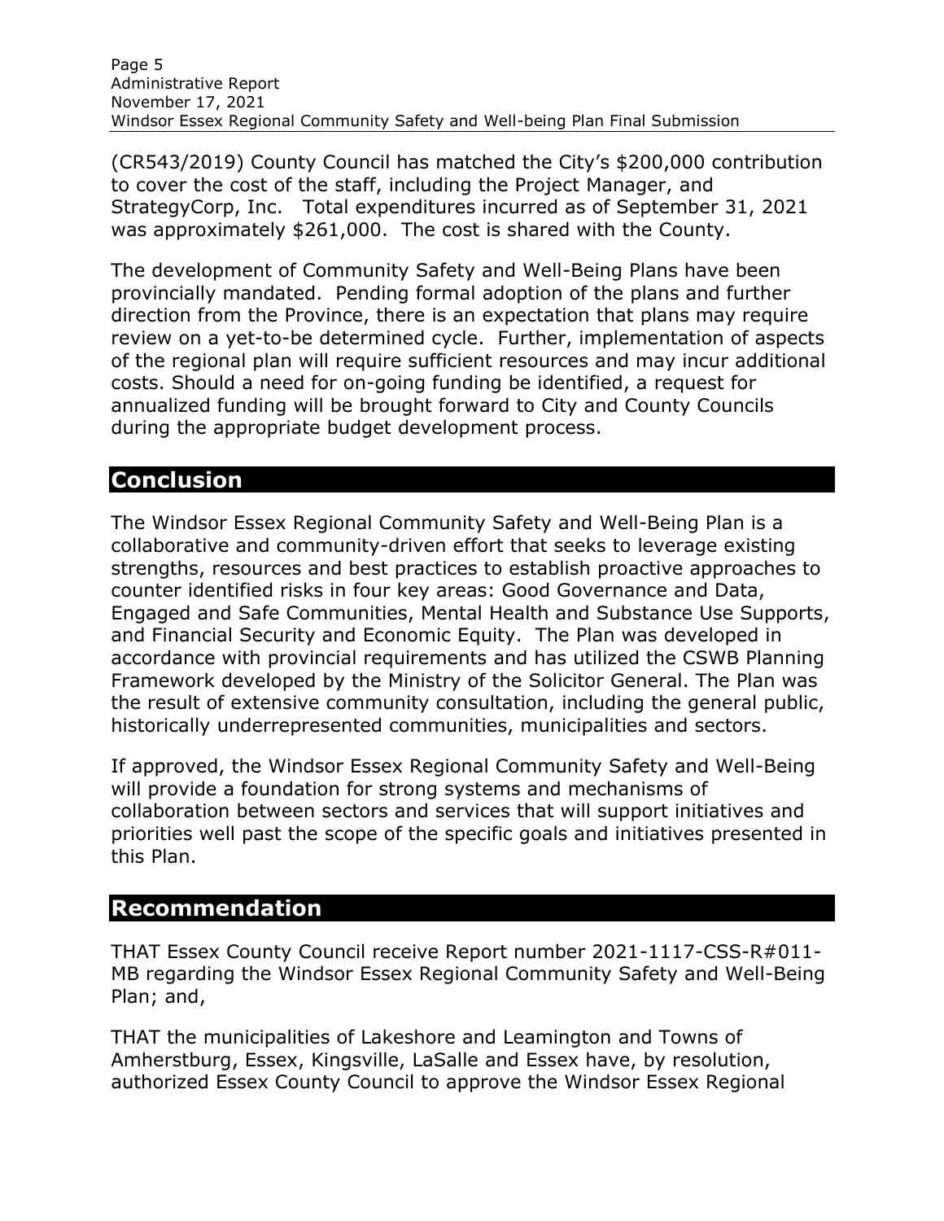(CR543/2019) County Council has matched the City's $200,000 contribution to cover the cost of the staff, including the Project Manager, and StrategyCorp, Inc. Total expenditures incurred as of September 31, 2021 was approximately $261,000. The cost is shared with the County.

The development of Community Safety and Well-Being Plans have been provincially mandated. Pending formal adoption of the plans and further direction from the Province, there is an expectation that plans may require review on a yet-to-be determined cycle. Further, implementation of aspects of the regional plan will require sufficient resources and may incur additional costs. Should a need for on-going funding be identified, a request for annualized funding will be brought forward to City and County Councils during the appropriate budget development process.

## Conclusion

The Windsor Essex Regional Community Safety and Well-Being Plan is a collaborative and community-driven effort that seeks to leverage existing strengths, resources and best practices to establish proactive approaches to counter identified risks in four key areas: Good Governance and Data, Engaged and Safe Communities, Mental Health and Substance Use Supports, and Financial Security and Economic Equity. The Plan was developed in accordance with provincial requirements and has utilized the CSWB Planning Framework developed by the Ministry of the Solicitor General. The Plan was the result of extensive community consultation, including the general public, historically underrepresented communities, municipalities and sectors.

If approved, the Windsor Essex Regional Community Safety and Well-Being will provide a foundation for strong systems and mechanisms of collaboration between sectors and services that will support initiatives and priorities well past the scope of the specific goals and initiatives presented in this Plan.

## Recommendation

THAT Essex County Council receive Report number 2021-1117-CSS-R#011-MB regarding the Windsor Essex Regional Community Safety and Well-Being Plan; and,

THAT the municipalities of Lakeshore and Leamington and Towns of Amherstburg, Essex, Kingsville, LaSalle and Essex have, by resolution, authorized Essex County Council to approve the Windsor Essex Regional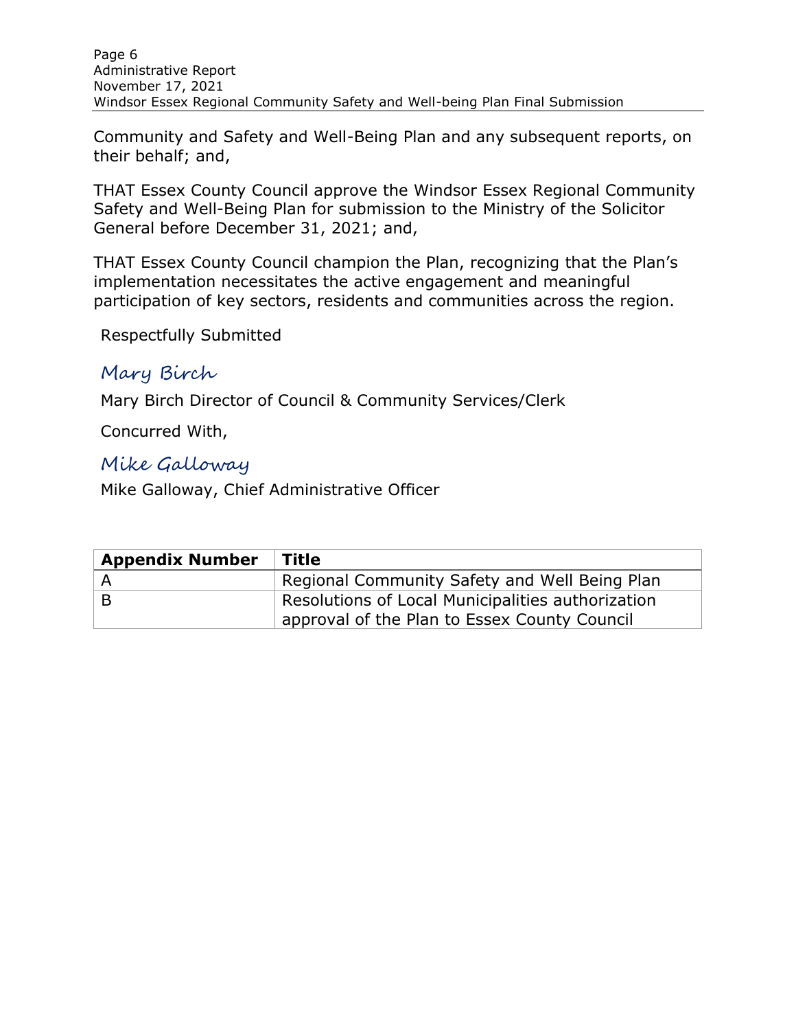Community and Safety and Well-Being Plan and any subsequent reports, on their behalf; and,

THAT Essex County Council approve the Windsor Essex Regional Community Safety and Well-Being Plan for submission to the Ministry of the Solicitor General before December 31, 2021; and,

THAT Essex County Council champion the Plan, recognizing that the Plan's implementation necessitates the active engagement and meaningful participation of key sectors, residents and communities across the region.

Respectfully Submitted

*Mary Birch*

Mary Birch Director of Council & Community Services/Clerk

Concurred With,

*Mike Galloway*

Mike Galloway, Chief Administrative Officer

| Appendix Number | Title |
|---|---|
| A | Regional Community Safety and Well Being Plan |
| B | Resolutions of Local Municipalities authorization approval of the Plan to Essex County Council |